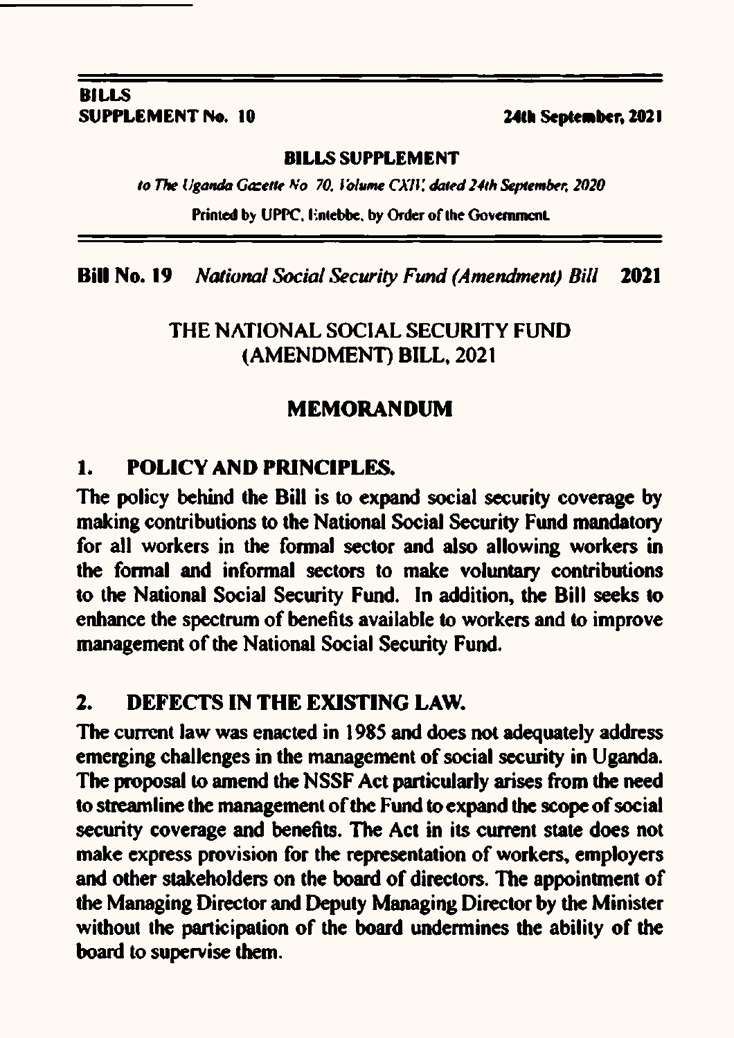**BILLS**
**SUPPLEMENT No. 10** **24th September, 2021**

**BILLS SUPPLEMENT**

*to The Uganda Gazette No 70, Volume CXIV, dated 24th September, 2020*

Printed by UPPC, Entebbe, by Order of the Government.

**Bill No. 19** *National Social Security Fund (Amendment) Bill* **2021**

# THE NATIONAL SOCIAL SECURITY FUND (AMENDMENT) BILL, 2021

## MEMORANDUM

### 1. POLICY AND PRINCIPLES.

The policy behind the Bill is to expand social security coverage by making contributions to the National Social Security Fund mandatory for all workers in the formal sector and also allowing workers in the formal and informal sectors to make voluntary contributions to the National Social Security Fund. In addition, the Bill seeks to enhance the spectrum of benefits available to workers and to improve management of the National Social Security Fund.

### 2. DEFECTS IN THE EXISTING LAW.

The current law was enacted in 1985 and does not adequately address emerging challenges in the management of social security in Uganda. The proposal to amend the NSSF Act particularly arises from the need to streamline the management of the Fund to expand the scope of social security coverage and benefits. The Act in its current state does not make express provision for the representation of workers, employers and other stakeholders on the board of directors. The appointment of the Managing Director and Deputy Managing Director by the Minister without the participation of the board undermines the ability of the board to supervise them.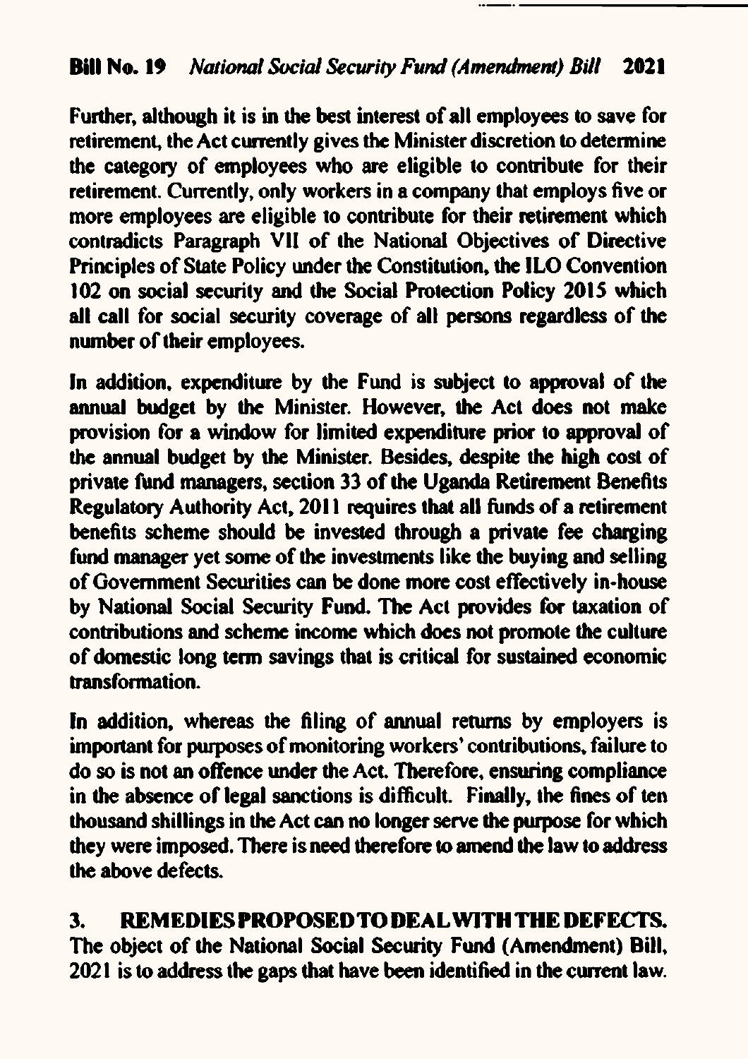Further, although it is in the best interest of all employees to save for retirement, the Act currently gives the Minister discretion to determine the category of employees who are eligible to contribute for their retirement. Currently, only workers in a company that employs five or more employees are eligible to contribute for their retirement which contradicts Paragraph VII of the National Objectives of Directive Principles of State Policy under the Constitution, the ILO Convention 102 on social security and the Social Protection Policy 2015 which all call for social security coverage of all persons regardless of the number of their employees.

In addition, expenditure by the Fund is subject to approval of the annual budget by the Minister. However, the Act does not make provision for a window for limited expenditure prior to approval of the annual budget by the Minister. Besides, despite the high cost of private fund managers, section 33 of the Uganda Retirement Benefits Regulatory Authority Act, 2011 requires that all funds of a retirement benefits scheme should be invested through a private fee charging fund manager yet some of the investments like the buying and selling of Government Securities can be done more cost effectively in-house by National Social Security Fund. The Act provides for taxation of contributions and scheme income which does not promote the culture of domestic long term savings that is critical for sustained economic transformation.

In addition, whereas the filing of annual returns by employers is important for purposes of monitoring workers' contributions, failure to do so is not an offence under the Act. Therefore, ensuring compliance in the absence of legal sanctions is difficult. Finally, the fines of ten thousand shillings in the Act can no longer serve the purpose for which they were imposed. There is need therefore to amend the law to address the above defects.

## 3. REMEDIES PROPOSED TO DEAL WITH THE DEFECTS.

The object of the National Social Security Fund (Amendment) Bill, 2021 is to address the gaps that have been identified in the current law.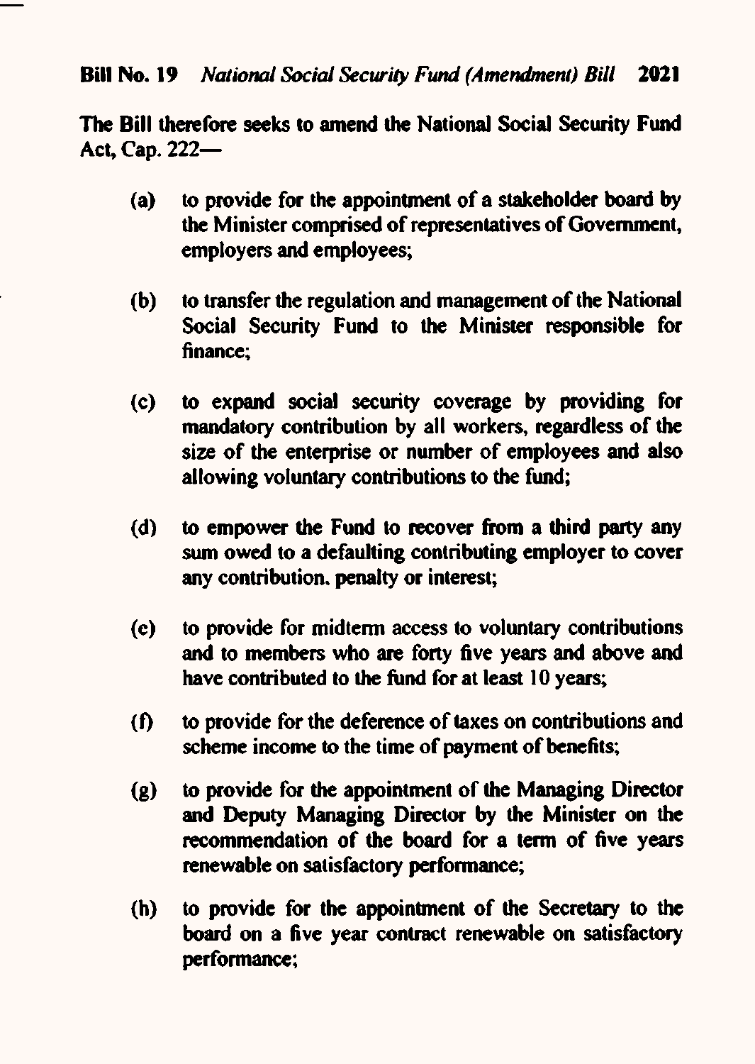The Bill therefore seeks to amend the National Social Security Fund Act, Cap. 222—

(a) to provide for the appointment of a stakeholder board by the Minister comprised of representatives of Government, employers and employees;

(b) to transfer the regulation and management of the National Social Security Fund to the Minister responsible for finance;

(c) to expand social security coverage by providing for mandatory contribution by all workers, regardless of the size of the enterprise or number of employees and also allowing voluntary contributions to the fund;

(d) to empower the Fund to recover from a third party any sum owed to a defaulting contributing employer to cover any contribution, penalty or interest;

(e) to provide for midterm access to voluntary contributions and to members who are forty five years and above and have contributed to the fund for at least 10 years;

(f) to provide for the deference of taxes on contributions and scheme income to the time of payment of benefits;

(g) to provide for the appointment of the Managing Director and Deputy Managing Director by the Minister on the recommendation of the board for a term of five years renewable on satisfactory performance;

(h) to provide for the appointment of the Secretary to the board on a five year contract renewable on satisfactory performance;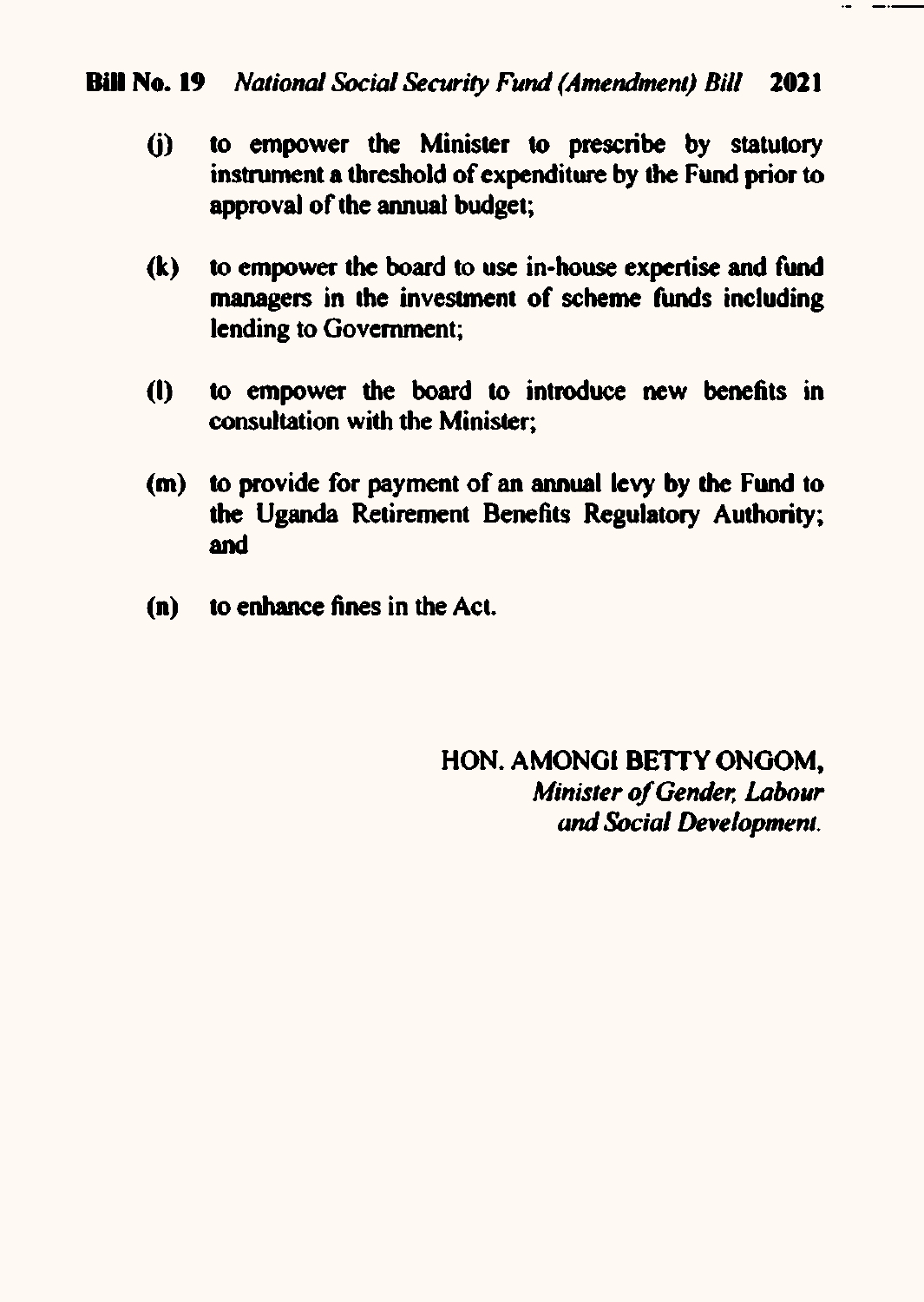(j) to empower the Minister to prescribe by statutory instrument a threshold of expenditure by the Fund prior to approval of the annual budget;

(k) to empower the board to use in-house expertise and fund managers in the investment of scheme funds including lending to Government;

(l) to empower the board to introduce new benefits in consultation with the Minister;

(m) to provide for payment of an annual levy by the Fund to the Uganda Retirement Benefits Regulatory Authority; and

(n) to enhance fines in the Act.

HON. AMONGI BETTY ONGOM,
*Minister of Gender, Labour and Social Development.*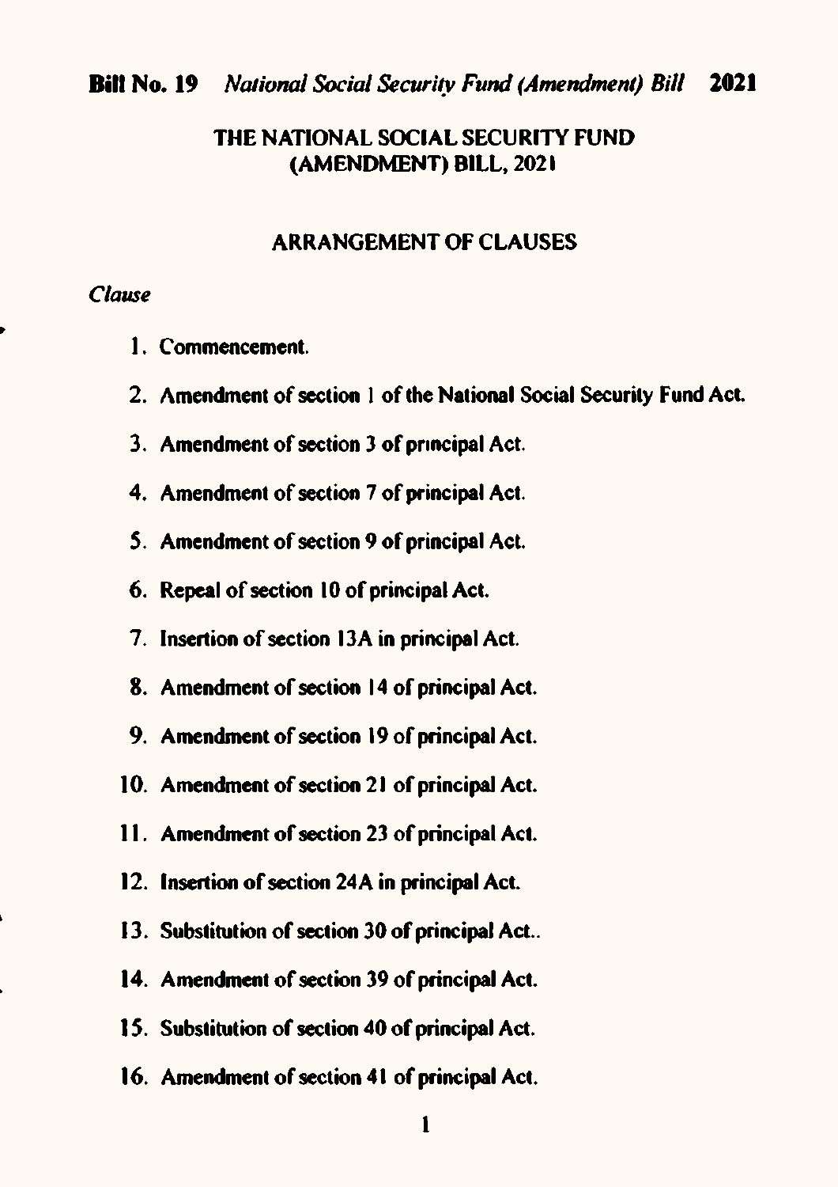**Bill No. 19** *National Social Security Fund (Amendment) Bill* **2021**

# THE NATIONAL SOCIAL SECURITY FUND (AMENDMENT) BILL, 2021

## ARRANGEMENT OF CLAUSES

*Clause*

1. Commencement.
2. Amendment of section 1 of the National Social Security Fund Act.
3. Amendment of section 3 of principal Act.
4. Amendment of section 7 of principal Act.
5. Amendment of section 9 of principal Act.
6. Repeal of section 10 of principal Act.
7. Insertion of section 13A in principal Act.
8. Amendment of section 14 of principal Act.
9. Amendment of section 19 of principal Act.
10. Amendment of section 21 of principal Act.
11. Amendment of section 23 of principal Act.
12. Insertion of section 24A in principal Act.
13. Substitution of section 30 of principal Act..
14. Amendment of section 39 of principal Act.
15. Substitution of section 40 of principal Act.
16. Amendment of section 41 of principal Act.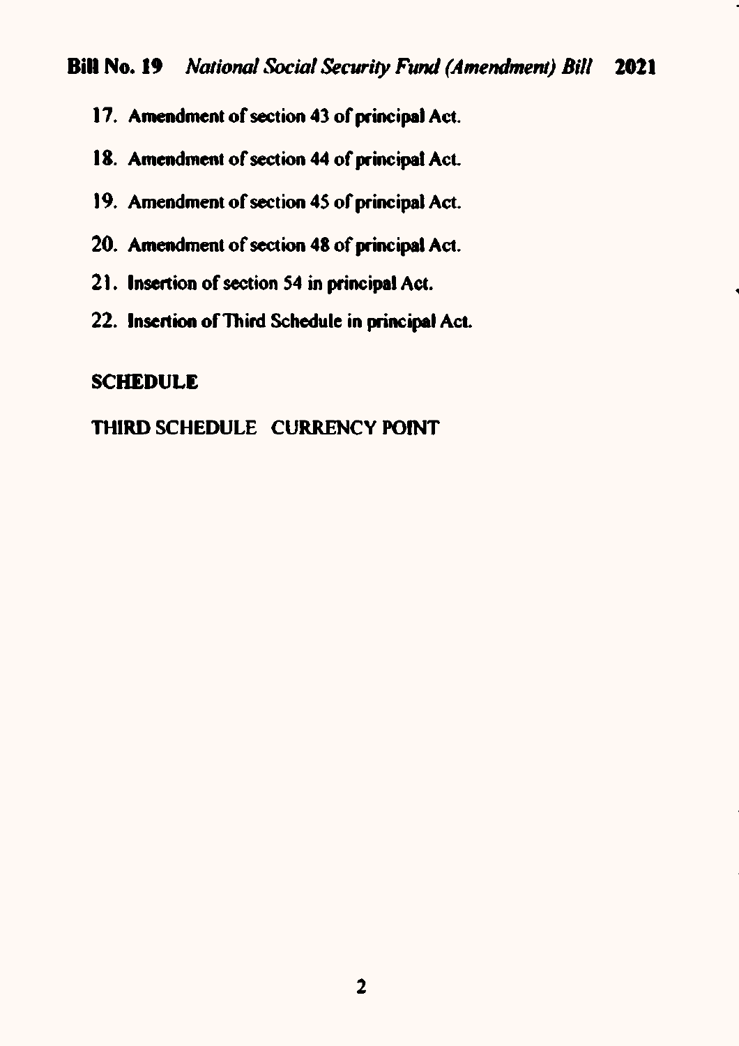17. Amendment of section 43 of principal Act.
18. Amendment of section 44 of principal Act.
19. Amendment of section 45 of principal Act.
20. Amendment of section 48 of principal Act.
21. Insertion of section 54 in principal Act.
22. Insertion of Third Schedule in principal Act.

**SCHEDULE**

**THIRD SCHEDULE CURRENCY POINT**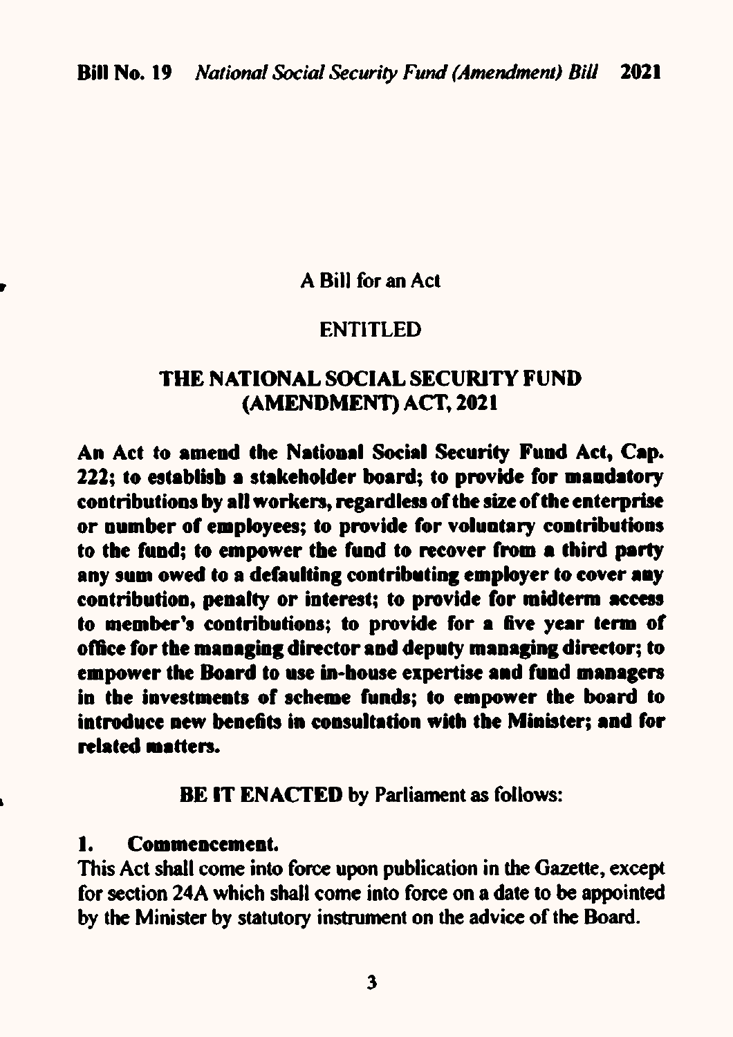A Bill for an Act

ENTITLED

**THE NATIONAL SOCIAL SECURITY FUND (AMENDMENT) ACT, 2021**

**An Act to amend the National Social Security Fund Act, Cap. 222; to establish a stakeholder board; to provide for mandatory contributions by all workers, regardless of the size of the enterprise or number of employees; to provide for voluntary contributions to the fund; to empower the fund to recover from a third party any sum owed to a defaulting contributing employer to cover any contribution, penalty or interest; to provide for midterm access to member's contributions; to provide for a five year term of office for the managing director and deputy managing director; to empower the Board to use in-house expertise and fund managers in the investments of scheme funds; to empower the board to introduce new benefits in consultation with the Minister; and for related matters.**

**BE IT ENACTED** by Parliament as follows:

**1. Commencement.**

This Act shall come into force upon publication in the Gazette, except for section 24A which shall come into force on a date to be appointed by the Minister by statutory instrument on the advice of the Board.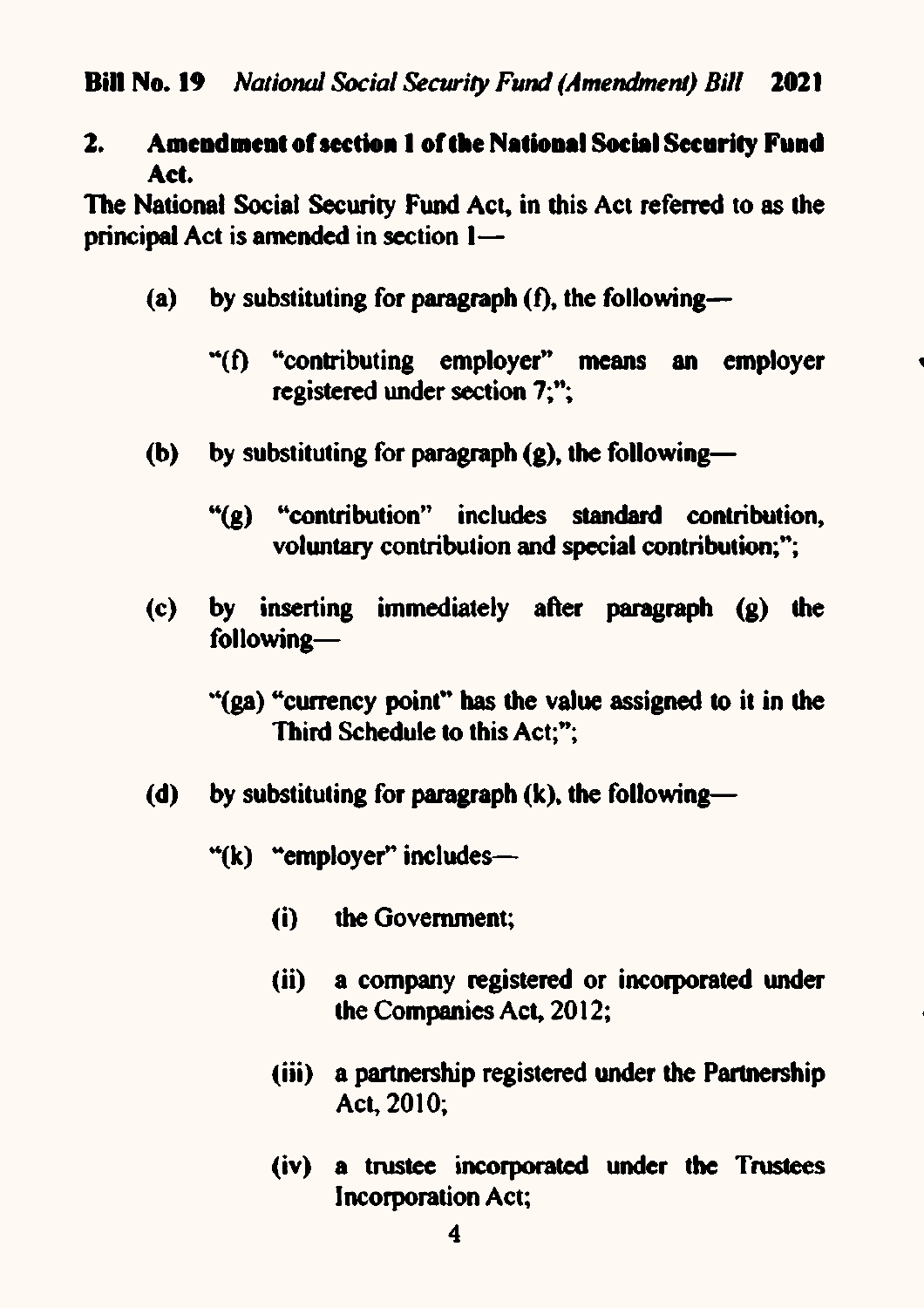## 2. Amendment of section 1 of the National Social Security Fund Act.

The National Social Security Fund Act, in this Act referred to as the principal Act is amended in section 1—

(a) by substituting for paragraph (f), the following—

> "(f) "contributing employer" means an employer registered under section 7;";

(b) by substituting for paragraph (g), the following—

> "(g) "contribution" includes standard contribution, voluntary contribution and special contribution;";

(c) by inserting immediately after paragraph (g) the following—

> "(ga) "currency point" has the value assigned to it in the Third Schedule to this Act;";

(d) by substituting for paragraph (k), the following—

> "(k) "employer" includes—
>
> (i) the Government;
>
> (ii) a company registered or incorporated under the Companies Act, 2012;
>
> (iii) a partnership registered under the Partnership Act, 2010;
>
> (iv) a trustee incorporated under the Trustees Incorporation Act;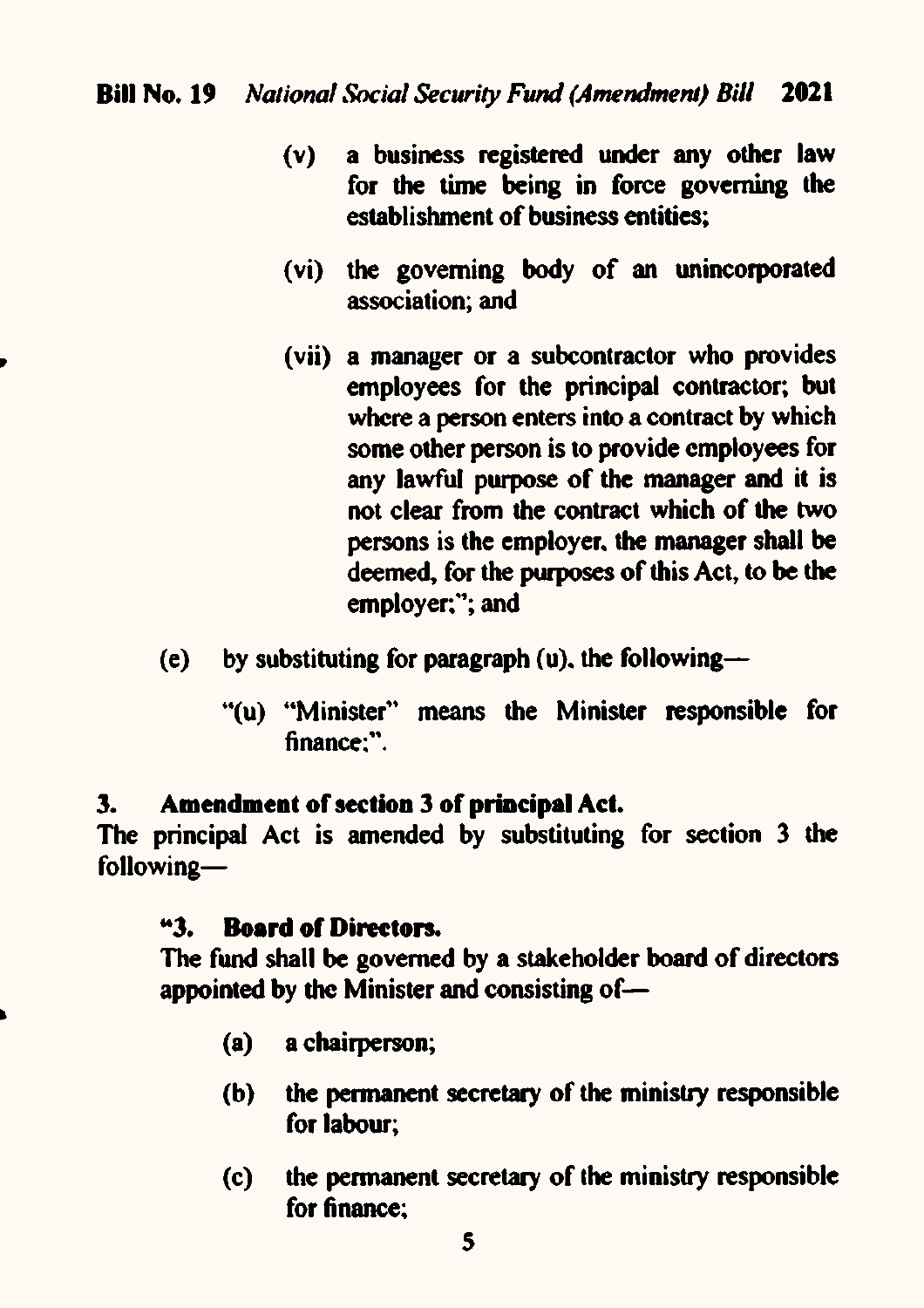(v) a business registered under any other law for the time being in force governing the establishment of business entities;

(vi) the governing body of an unincorporated association; and

(vii) a manager or a subcontractor who provides employees for the principal contractor; but where a person enters into a contract by which some other person is to provide employees for any lawful purpose of the manager and it is not clear from the contract which of the two persons is the employer, the manager shall be deemed, for the purposes of this Act, to be the employer;"; and

(e) by substituting for paragraph (u), the following—

"(u) "Minister" means the Minister responsible for finance;".

**3. Amendment of section 3 of principal Act.**

The principal Act is amended by substituting for section 3 the following—

**"3. Board of Directors.**

The fund shall be governed by a stakeholder board of directors appointed by the Minister and consisting of—

(a) a chairperson;

(b) the permanent secretary of the ministry responsible for labour;

(c) the permanent secretary of the ministry responsible for finance;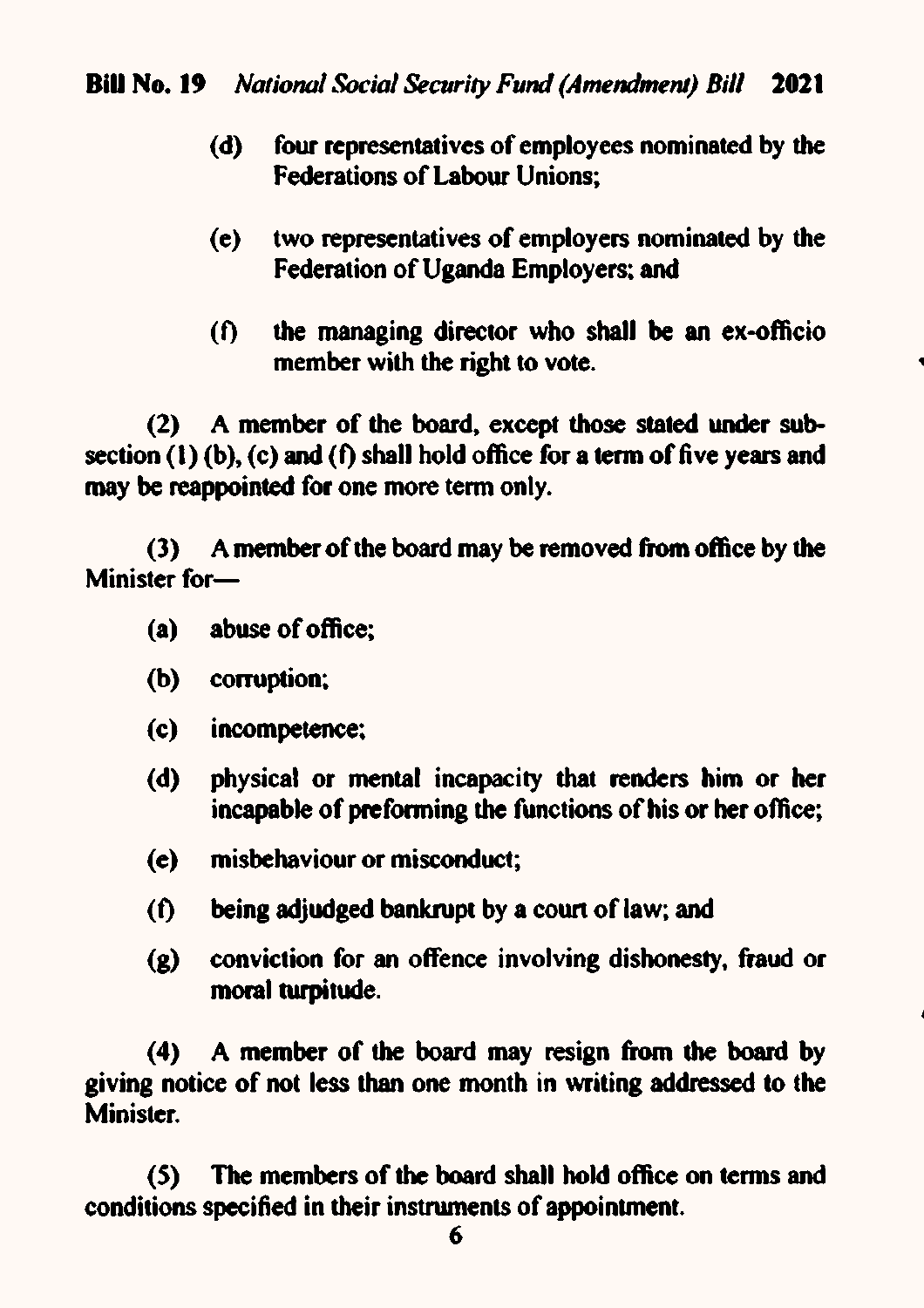(d) four representatives of employees nominated by the Federations of Labour Unions;

(e) two representatives of employers nominated by the Federation of Uganda Employers; and

(f) the managing director who shall be an ex-officio member with the right to vote.

(2) A member of the board, except those stated under subsection (1) (b), (c) and (f) shall hold office for a term of five years and may be reappointed for one more term only.

(3) A member of the board may be removed from office by the Minister for—

(a) abuse of office;

(b) corruption;

(c) incompetence;

(d) physical or mental incapacity that renders him or her incapable of preforming the functions of his or her office;

(e) misbehaviour or misconduct;

(f) being adjudged bankrupt by a court of law; and

(g) conviction for an offence involving dishonesty, fraud or moral turpitude.

(4) A member of the board may resign from the board by giving notice of not less than one month in writing addressed to the Minister.

(5) The members of the board shall hold office on terms and conditions specified in their instruments of appointment.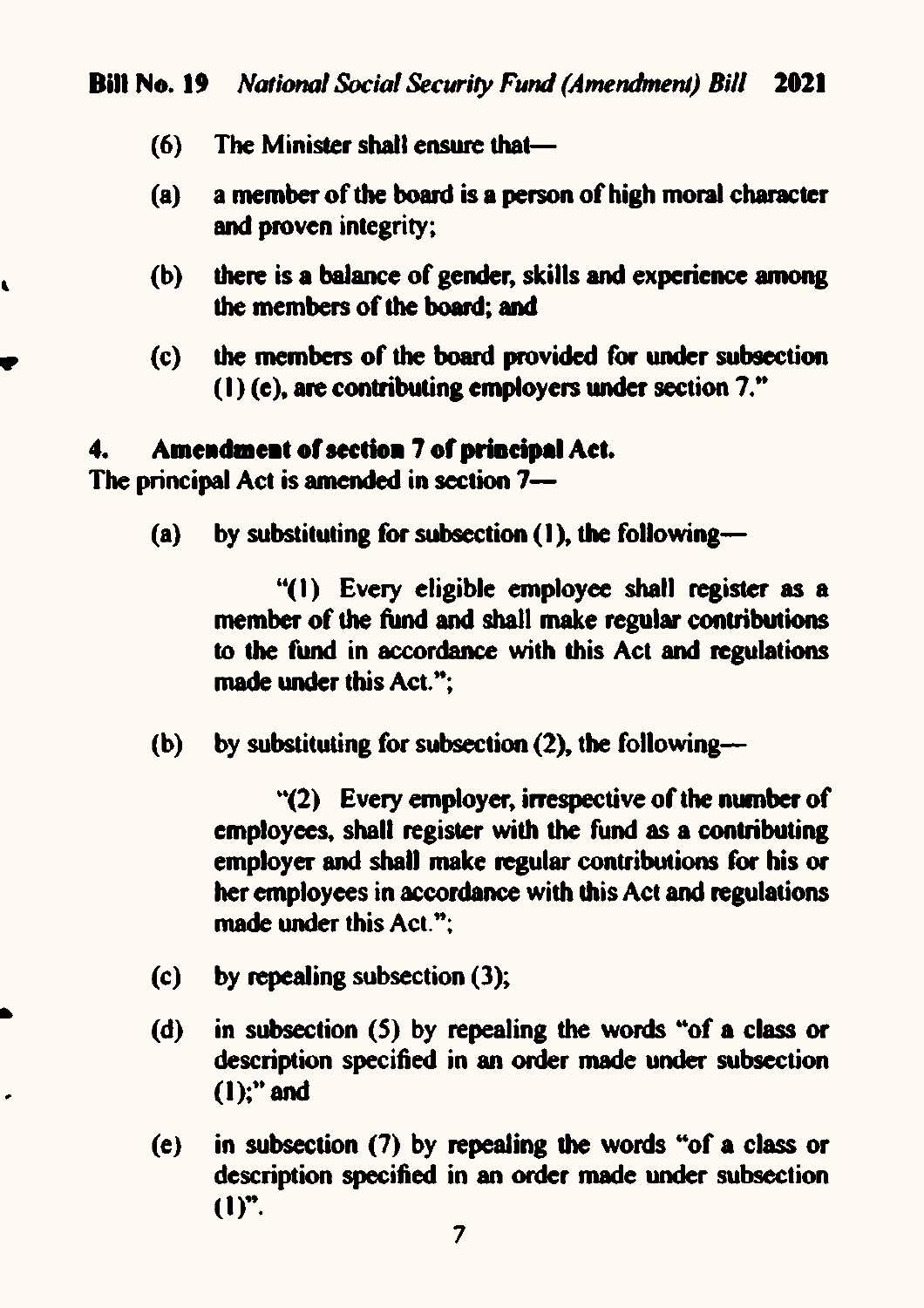(6) The Minister shall ensure that—

(a) a member of the board is a person of high moral character and proven integrity;

(b) there is a balance of gender, skills and experience among the members of the board; and

(c) the members of the board provided for under subsection (1) (e), are contributing employers under section 7."

**4. Amendment of section 7 of principal Act.**

The principal Act is amended in section 7—

(a) by substituting for subsection (1), the following—

"(1) Every eligible employee shall register as a member of the fund and shall make regular contributions to the fund in accordance with this Act and regulations made under this Act.";

(b) by substituting for subsection (2), the following—

"(2) Every employer, irrespective of the number of employees, shall register with the fund as a contributing employer and shall make regular contributions for his or her employees in accordance with this Act and regulations made under this Act.";

(c) by repealing subsection (3);

(d) in subsection (5) by repealing the words "of a class or description specified in an order made under subsection (1);" and

(e) in subsection (7) by repealing the words "of a class or description specified in an order made under subsection (1)".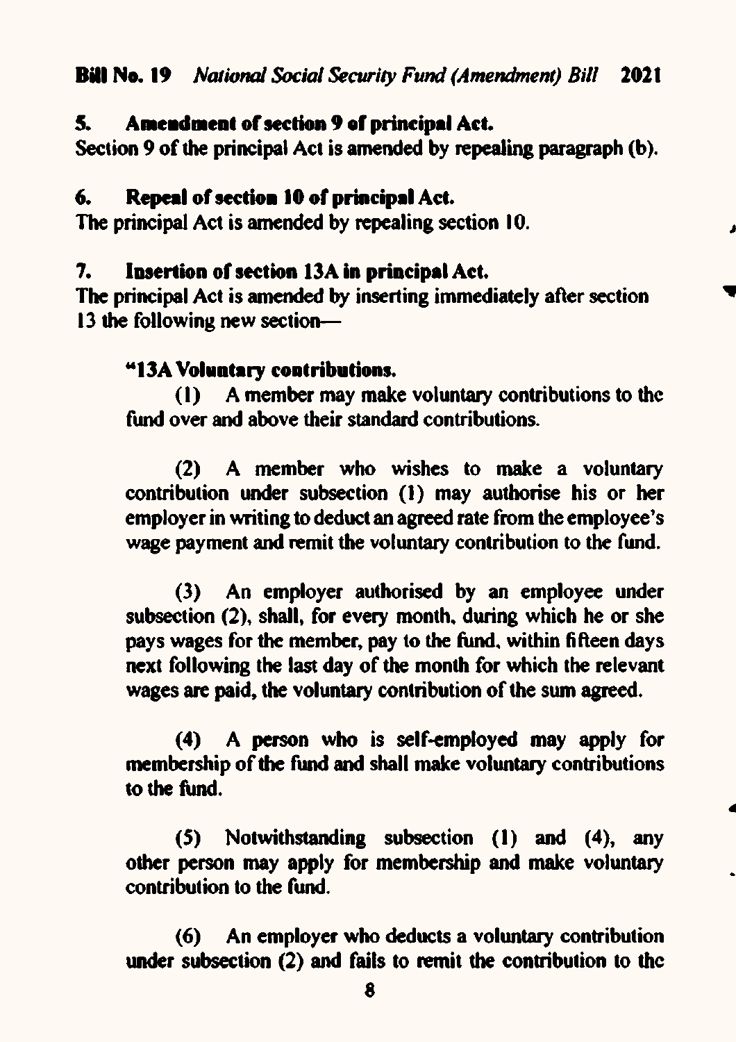**5. Amendment of section 9 of principal Act.**

Section 9 of the principal Act is amended by repealing paragraph (b).

**6. Repeal of section 10 of principal Act.**

The principal Act is amended by repealing section 10.

**7. Insertion of section 13A in principal Act.**

The principal Act is amended by inserting immediately after section 13 the following new section—

**"13A Voluntary contributions.**

(1) A member may make voluntary contributions to the fund over and above their standard contributions.

(2) A member who wishes to make a voluntary contribution under subsection (1) may authorise his or her employer in writing to deduct an agreed rate from the employee's wage payment and remit the voluntary contribution to the fund.

(3) An employer authorised by an employee under subsection (2), shall, for every month, during which he or she pays wages for the member, pay to the fund, within fifteen days next following the last day of the month for which the relevant wages are paid, the voluntary contribution of the sum agreed.

(4) A person who is self-employed may apply for membership of the fund and shall make voluntary contributions to the fund.

(5) Notwithstanding subsection (1) and (4), any other person may apply for membership and make voluntary contribution to the fund.

(6) An employer who deducts a voluntary contribution under subsection (2) and fails to remit the contribution to the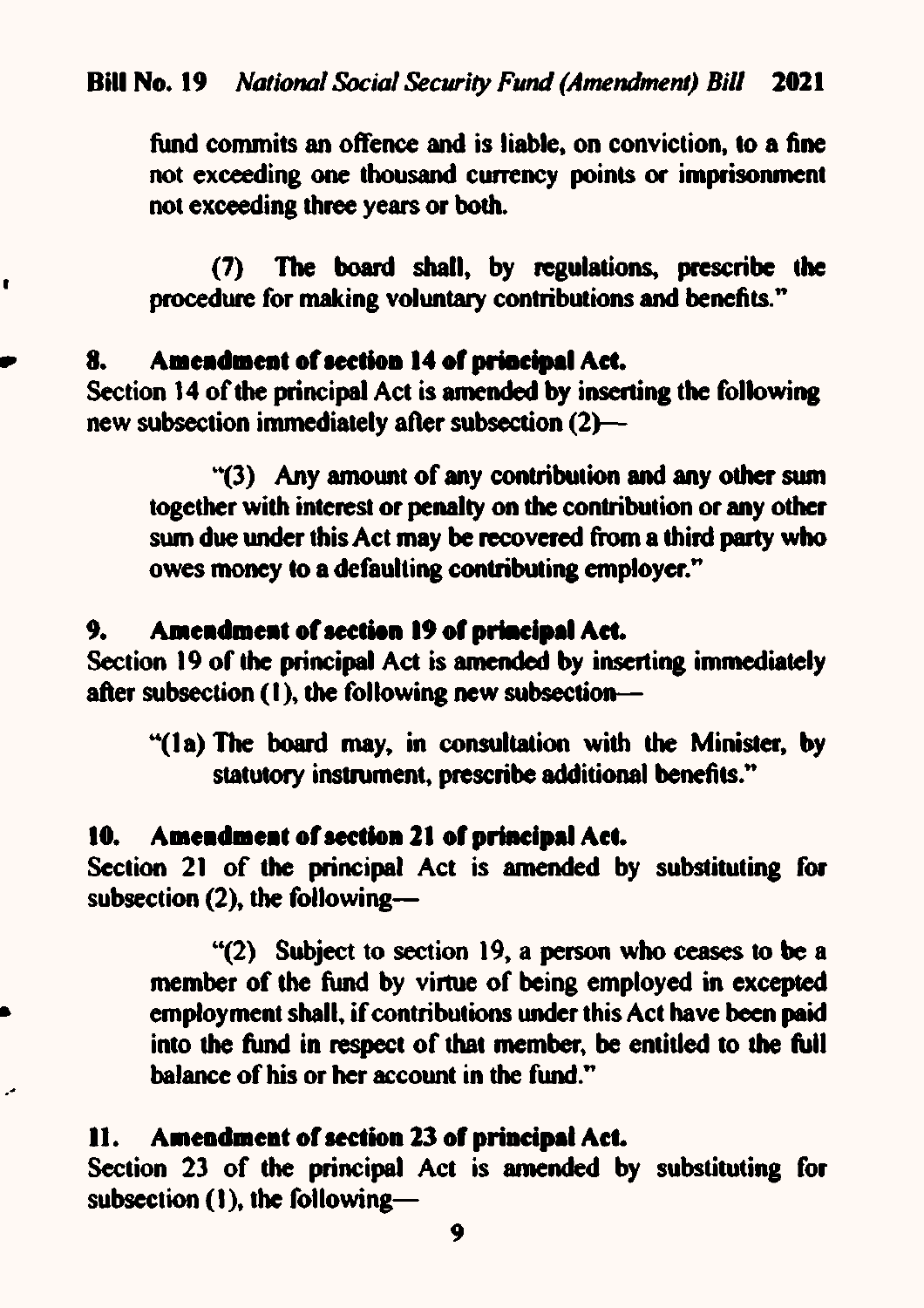fund commits an offence and is liable, on conviction, to a fine not exceeding one thousand currency points or imprisonment not exceeding three years or both.

(7) The board shall, by regulations, prescribe the procedure for making voluntary contributions and benefits."

**8. Amendment of section 14 of principal Act.**

Section 14 of the principal Act is amended by inserting the following new subsection immediately after subsection (2)—

"(3) Any amount of any contribution and any other sum together with interest or penalty on the contribution or any other sum due under this Act may be recovered from a third party who owes money to a defaulting contributing employer."

**9. Amendment of section 19 of principal Act.**

Section 19 of the principal Act is amended by inserting immediately after subsection (1), the following new subsection—

"(1a) The board may, in consultation with the Minister, by statutory instrument, prescribe additional benefits."

**10. Amendment of section 21 of principal Act.**

Section 21 of the principal Act is amended by substituting for subsection (2), the following—

"(2) Subject to section 19, a person who ceases to be a member of the fund by virtue of being employed in excepted employment shall, if contributions under this Act have been paid into the fund in respect of that member, be entitled to the full balance of his or her account in the fund."

**11. Amendment of section 23 of principal Act.**

Section 23 of the principal Act is amended by substituting for subsection (1), the following—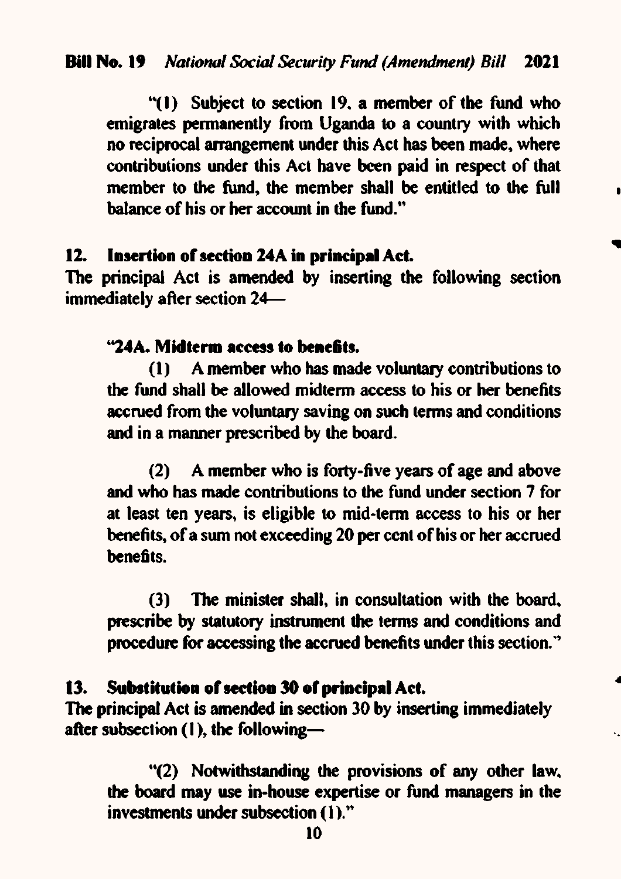"(1) Subject to section 19, a member of the fund who emigrates permanently from Uganda to a country with which no reciprocal arrangement under this Act has been made, where contributions under this Act have been paid in respect of that member to the fund, the member shall be entitled to the full balance of his or her account in the fund."

**12. Insertion of section 24A in principal Act.**

The principal Act is amended by inserting the following section immediately after section 24—

**"24A. Midterm access to benefits.**

(1) A member who has made voluntary contributions to the fund shall be allowed midterm access to his or her benefits accrued from the voluntary saving on such terms and conditions and in a manner prescribed by the board.

(2) A member who is forty-five years of age and above and who has made contributions to the fund under section 7 for at least ten years, is eligible to mid-term access to his or her benefits, of a sum not exceeding 20 per cent of his or her accrued benefits.

(3) The minister shall, in consultation with the board, prescribe by statutory instrument the terms and conditions and procedure for accessing the accrued benefits under this section."

**13. Substitution of section 30 of principal Act.**

The principal Act is amended in section 30 by inserting immediately after subsection (1), the following—

"(2) Notwithstanding the provisions of any other law, the board may use in-house expertise or fund managers in the investments under subsection (1)."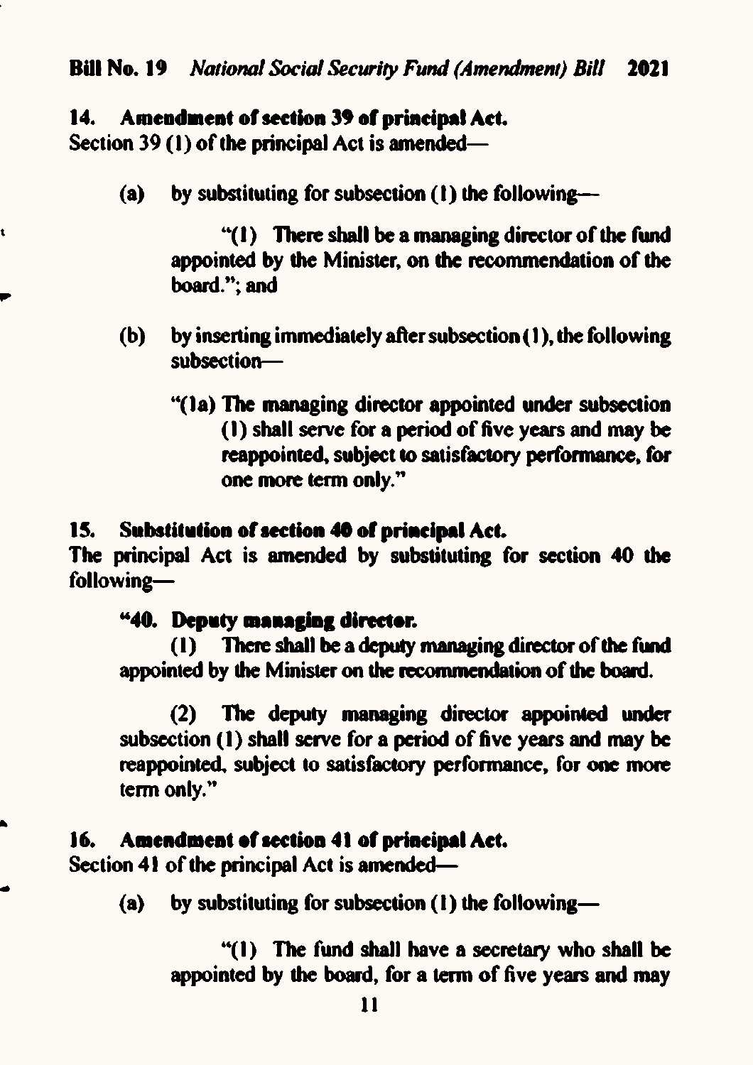**14. Amendment of section 39 of principal Act.**
Section 39 (1) of the principal Act is amended—

(a) by substituting for subsection (1) the following—

"(1) There shall be a managing director of the fund appointed by the Minister, on the recommendation of the board."; and

(b) by inserting immediately after subsection (1), the following subsection—

"(1a) The managing director appointed under subsection (1) shall serve for a period of five years and may be reappointed, subject to satisfactory performance, for one more term only."

**15. Substitution of section 40 of principal Act.**
The principal Act is amended by substituting for section 40 the following—

**"40. Deputy managing director.**

(1) There shall be a deputy managing director of the fund appointed by the Minister on the recommendation of the board.

(2) The deputy managing director appointed under subsection (1) shall serve for a period of five years and may be reappointed, subject to satisfactory performance, for one more term only."

**16. Amendment of section 41 of principal Act.**
Section 41 of the principal Act is amended—

(a) by substituting for subsection (1) the following—

"(1) The fund shall have a secretary who shall be appointed by the board, for a term of five years and may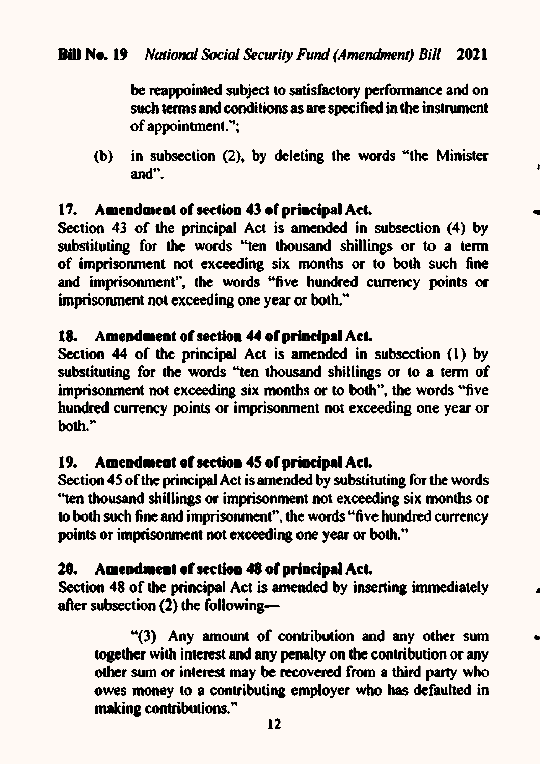be reappointed subject to satisfactory performance and on such terms and conditions as are specified in the instrument of appointment.";

(b) in subsection (2), by deleting the words "the Minister and".

### 17. Amendment of section 43 of principal Act.

Section 43 of the principal Act is amended in subsection (4) by substituting for the words "ten thousand shillings or to a term of imprisonment not exceeding six months or to both such fine and imprisonment", the words "five hundred currency points or imprisonment not exceeding one year or both."

### 18. Amendment of section 44 of principal Act.

Section 44 of the principal Act is amended in subsection (1) by substituting for the words "ten thousand shillings or to a term of imprisonment not exceeding six months or to both", the words "five hundred currency points or imprisonment not exceeding one year or both."

### 19. Amendment of section 45 of principal Act.

Section 45 of the principal Act is amended by substituting for the words "ten thousand shillings or imprisonment not exceeding six months or to both such fine and imprisonment", the words "five hundred currency points or imprisonment not exceeding one year or both."

### 20. Amendment of section 48 of principal Act.

Section 48 of the principal Act is amended by inserting immediately after subsection (2) the following—

"(3) Any amount of contribution and any other sum together with interest and any penalty on the contribution or any other sum or interest may be recovered from a third party who owes money to a contributing employer who has defaulted in making contributions."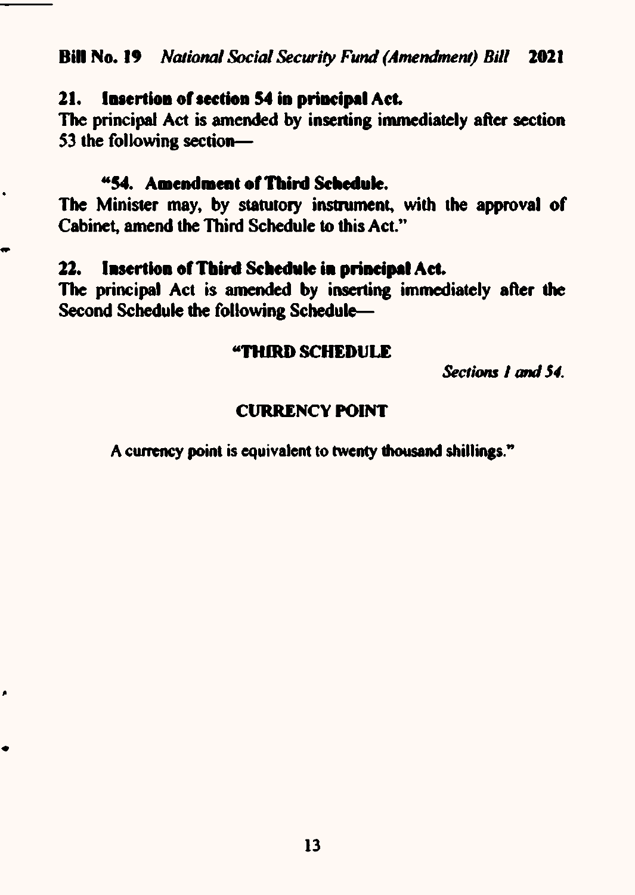**21. Insertion of section 54 in principal Act.**

The principal Act is amended by inserting immediately after section 53 the following section—

**"54. Amendment of Third Schedule.**

The Minister may, by statutory instrument, with the approval of Cabinet, amend the Third Schedule to this Act."

**22. Insertion of Third Schedule in principal Act.**

The principal Act is amended by inserting immediately after the Second Schedule the following Schedule—

**"THIRD SCHEDULE**

*Sections 1 and 54.*

**CURRENCY POINT**

A currency point is equivalent to twenty thousand shillings."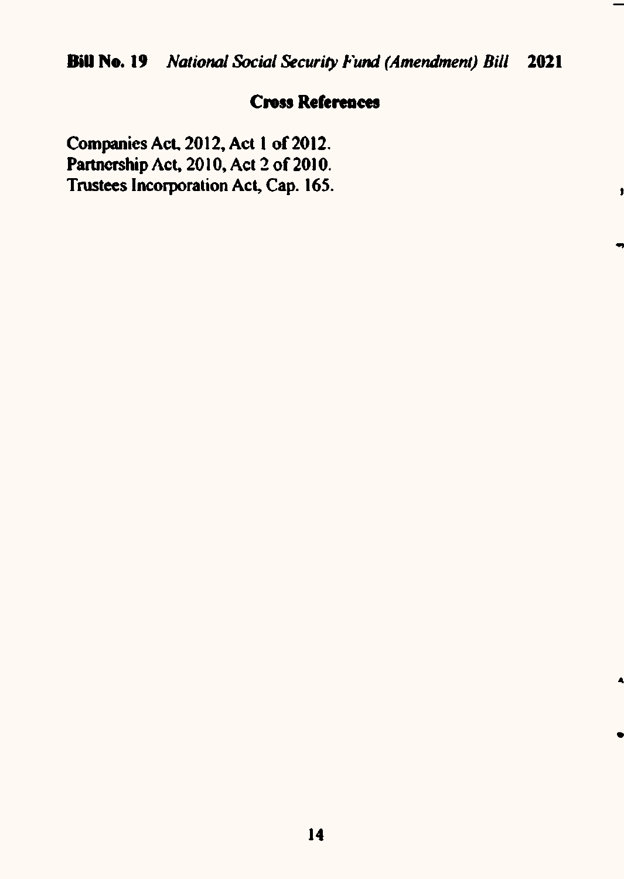## Cross References

Companies Act, 2012, Act 1 of 2012.
Partnership Act, 2010, Act 2 of 2010.
Trustees Incorporation Act, Cap. 165.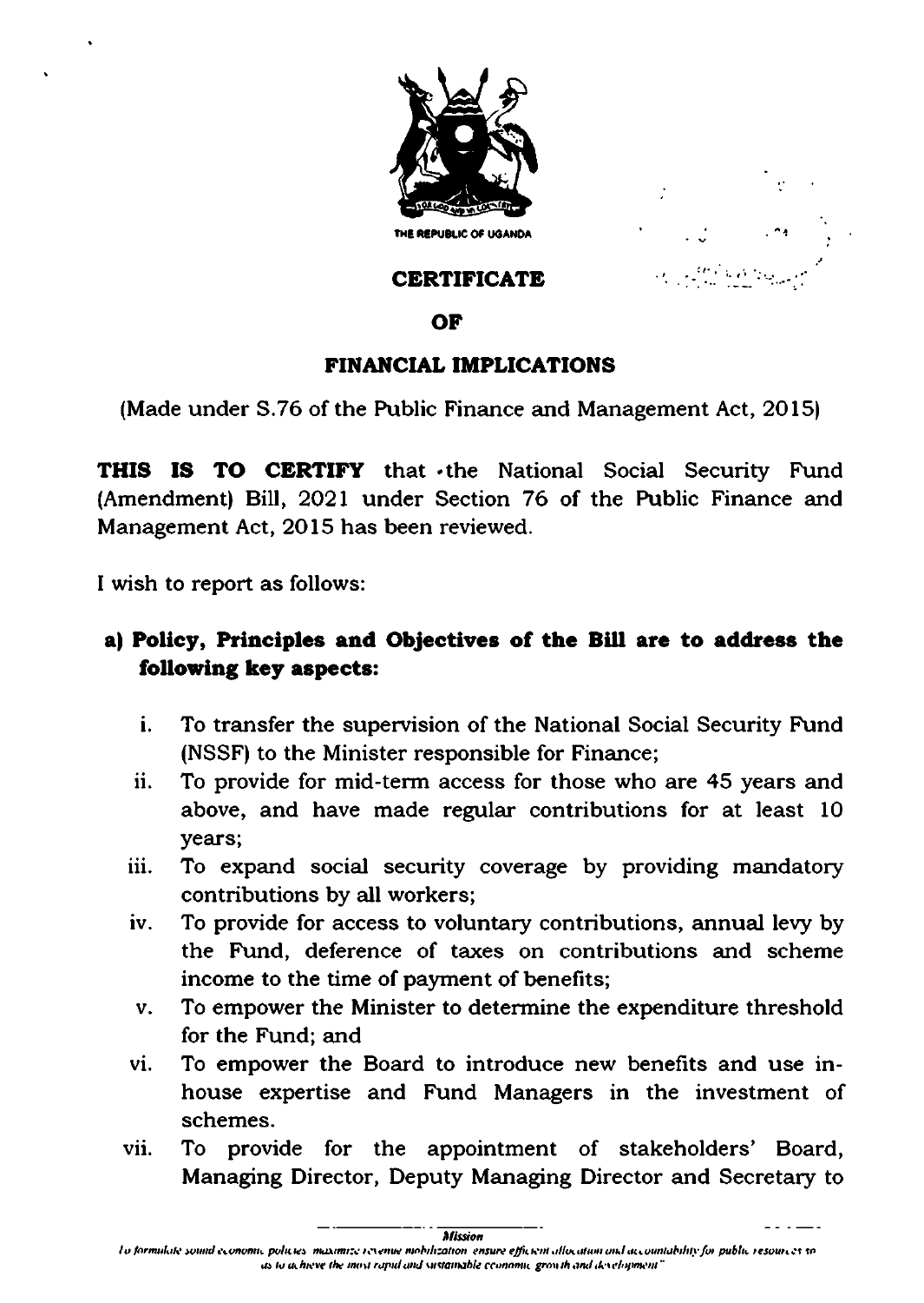THE REPUBLIC OF UGANDA

# CERTIFICATE

# OF

# FINANCIAL IMPLICATIONS

(Made under S.76 of the Public Finance and Management Act, 2015)

**THIS IS TO CERTIFY** that the National Social Security Fund (Amendment) Bill, 2021 under Section 76 of the Public Finance and Management Act, 2015 has been reviewed.

I wish to report as follows:

**a) Policy, Principles and Objectives of the Bill are to address the following key aspects:**

i. To transfer the supervision of the National Social Security Fund (NSSF) to the Minister responsible for Finance;

ii. To provide for mid-term access for those who are 45 years and above, and have made regular contributions for at least 10 years;

iii. To expand social security coverage by providing mandatory contributions by all workers;

iv. To provide for access to voluntary contributions, annual levy by the Fund, deference of taxes on contributions and scheme income to the time of payment of benefits;

v. To empower the Minister to determine the expenditure threshold for the Fund; and

vi. To empower the Board to introduce new benefits and use in-house expertise and Fund Managers in the investment of schemes.

vii. To provide for the appointment of stakeholders' Board, Managing Director, Deputy Managing Director and Secretary to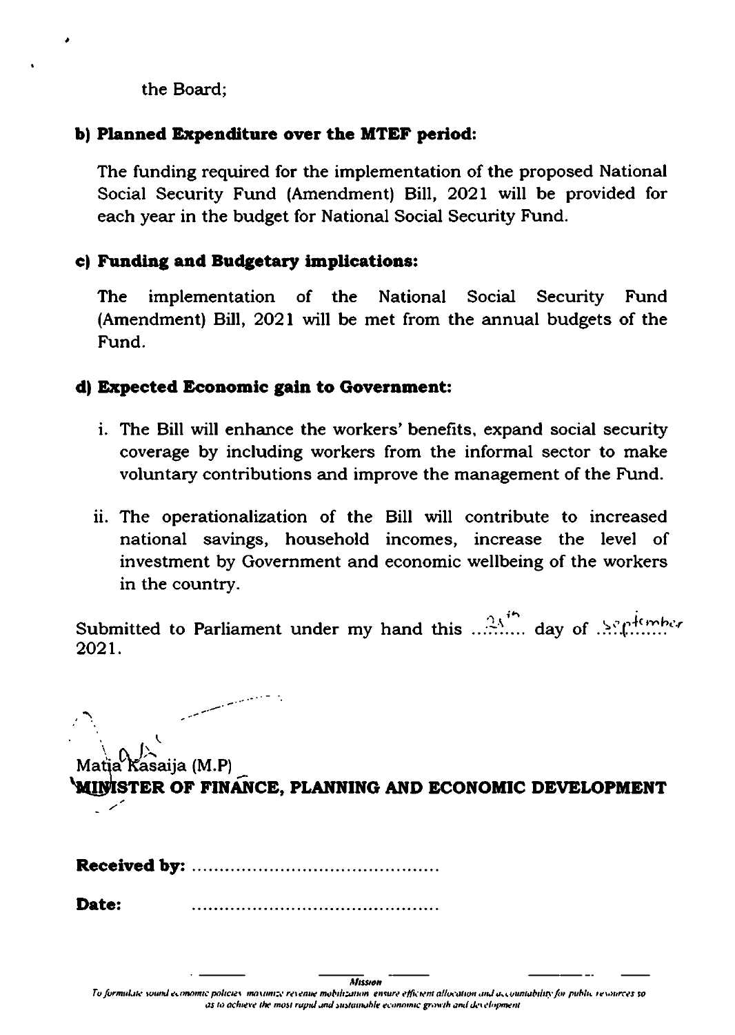the Board;

**b) Planned Expenditure over the MTEF period:**

The funding required for the implementation of the proposed National Social Security Fund (Amendment) Bill, 2021 will be provided for each year in the budget for National Social Security Fund.

**c) Funding and Budgetary implications:**

The implementation of the National Social Security Fund (Amendment) Bill, 2021 will be met from the annual budgets of the Fund.

**d) Expected Economic gain to Government:**

i. The Bill will enhance the workers' benefits, expand social security coverage by including workers from the informal sector to make voluntary contributions and improve the management of the Fund.

ii. The operationalization of the Bill will contribute to increased national savings, household incomes, increase the level of investment by Government and economic wellbeing of the workers in the country.

Submitted to Parliament under my hand this ...24th... day of ...September... 2021.

Matia Kasaija (M.P)
**MINISTER OF FINANCE, PLANNING AND ECONOMIC DEVELOPMENT**

**Received by:** .............................................

**Date:** .............................................

*Mission*
*To formulate sound economic policies, maximize revenue mobilization, ensure efficient allocation and accountability for public resources so as to achieve the most rapid and sustainable economic growth and development*